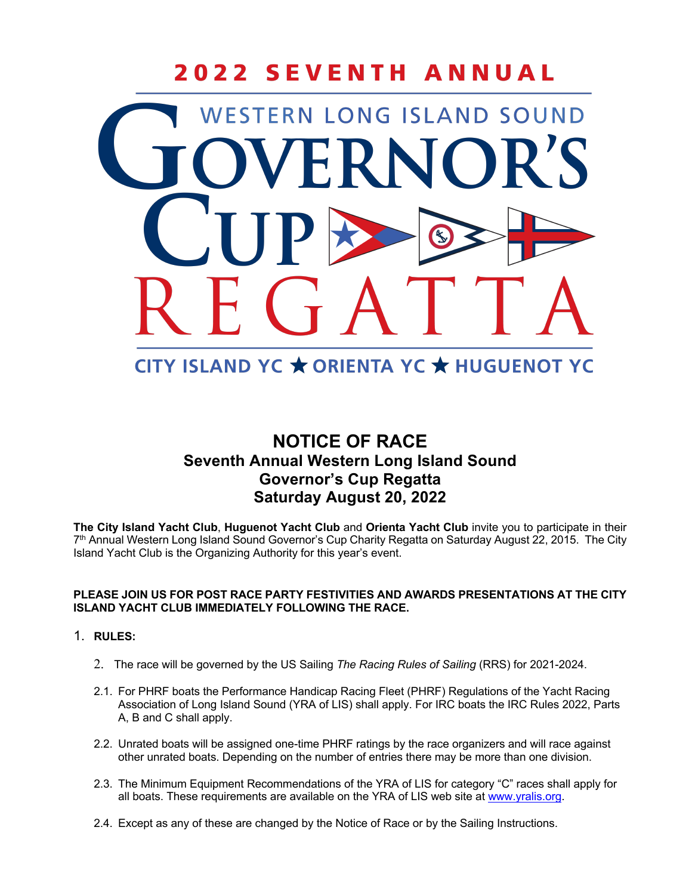2022 SEVENTH ANNUAL

WESTERN LONG ISLAND SOUND

# GOVERNOR'S CUP REGATTA

CITY ISLAND YC ★ ORIENTA YC ★ HUGUENOT YC

## NOTICE OF RACE

### Seventh Annual Western Long Island Sound Governor's Cup Regatta Saturday August 20, 2022

**The City Island Yacht Club**, **Huguenot Yacht Club** and **Orienta Yacht Club** invite you to participate in their 7th Annual Western Long Island Sound Governor's Cup Charity Regatta on Saturday August 22, 2015. The City Island Yacht Club is the Organizing Authority for this year's event.

**PLEASE JOIN US FOR POST RACE PARTY FESTIVITIES AND AWARDS PRESENTATIONS AT THE CITY ISLAND YACHT CLUB IMMEDIATELY FOLLOWING THE RACE.**

1. **RULES:**

2. The race will be governed by the US Sailing *The Racing Rules of Sailing* (RRS) for 2021-2024.

2.1. For PHRF boats the Performance Handicap Racing Fleet (PHRF) Regulations of the Yacht Racing Association of Long Island Sound (YRA of LIS) shall apply. For IRC boats the IRC Rules 2022, Parts A, B and C shall apply.

2.2. Unrated boats will be assigned one-time PHRF ratings by the race organizers and will race against other unrated boats. Depending on the number of entries there may be more than one division.

2.3. The Minimum Equipment Recommendations of the YRA of LIS for category "C" races shall apply for all boats. These requirements are available on the YRA of LIS web site at www.yralis.org.

2.4. Except as any of these are changed by the Notice of Race or by the Sailing Instructions.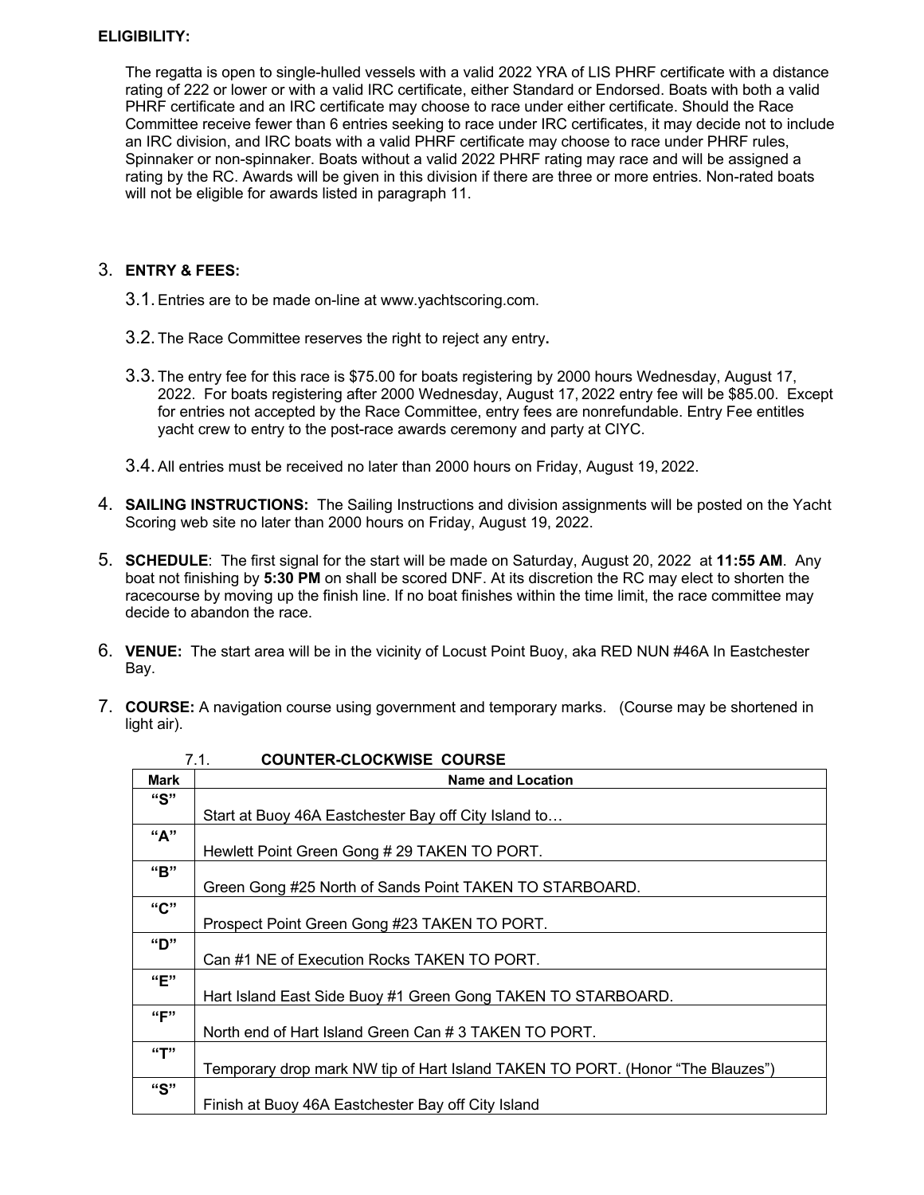**ELIGIBILITY:**

The regatta is open to single-hulled vessels with a valid 2022 YRA of LIS PHRF certificate with a distance rating of 222 or lower or with a valid IRC certificate, either Standard or Endorsed. Boats with both a valid PHRF certificate and an IRC certificate may choose to race under either certificate. Should the Race Committee receive fewer than 6 entries seeking to race under IRC certificates, it may decide not to include an IRC division, and IRC boats with a valid PHRF certificate may choose to race under PHRF rules, Spinnaker or non-spinnaker. Boats without a valid 2022 PHRF rating may race and will be assigned a rating by the RC. Awards will be given in this division if there are three or more entries. Non-rated boats will not be eligible for awards listed in paragraph 11.

3. **ENTRY & FEES:**

   3.1. Entries are to be made on-line at www.yachtscoring.com.

   3.2. The Race Committee reserves the right to reject any entry**.**

   3.3. The entry fee for this race is $75.00 for boats registering by 2000 hours Wednesday, August 17, 2022. For boats registering after 2000 Wednesday, August 17, 2022 entry fee will be $85.00. Except for entries not accepted by the Race Committee, entry fees are nonrefundable. Entry Fee entitles yacht crew to entry to the post-race awards ceremony and party at CIYC.

   3.4. All entries must be received no later than 2000 hours on Friday, August 19, 2022.

4. **SAILING INSTRUCTIONS:** The Sailing Instructions and division assignments will be posted on the Yacht Scoring web site no later than 2000 hours on Friday, August 19, 2022.

5. **SCHEDULE**: The first signal for the start will be made on Saturday, August 20, 2022 at **11:55 AM**. Any boat not finishing by **5:30 PM** on shall be scored DNF. At its discretion the RC may elect to shorten the racecourse by moving up the finish line. If no boat finishes within the time limit, the race committee may decide to abandon the race.

6. **VENUE:** The start area will be in the vicinity of Locust Point Buoy, aka RED NUN #46A In Eastchester Bay.

7. **COURSE:** A navigation course using government and temporary marks. (Course may be shortened in light air).

   7.1. **COUNTER-CLOCKWISE COURSE**

| Mark | Name and Location |
|---|---|
| "S" | Start at Buoy 46A Eastchester Bay off City Island to… |
| "A" | Hewlett Point Green Gong # 29 TAKEN TO PORT. |
| "B" | Green Gong #25 North of Sands Point TAKEN TO STARBOARD. |
| "C" | Prospect Point Green Gong #23 TAKEN TO PORT. |
| "D" | Can #1 NE of Execution Rocks TAKEN TO PORT. |
| "E" | Hart Island East Side Buoy #1 Green Gong TAKEN TO STARBOARD. |
| "F" | North end of Hart Island Green Can # 3 TAKEN TO PORT. |
| "T" | Temporary drop mark NW tip of Hart Island TAKEN TO PORT. (Honor "The Blauzes") |
| "S" | Finish at Buoy 46A Eastchester Bay off City Island |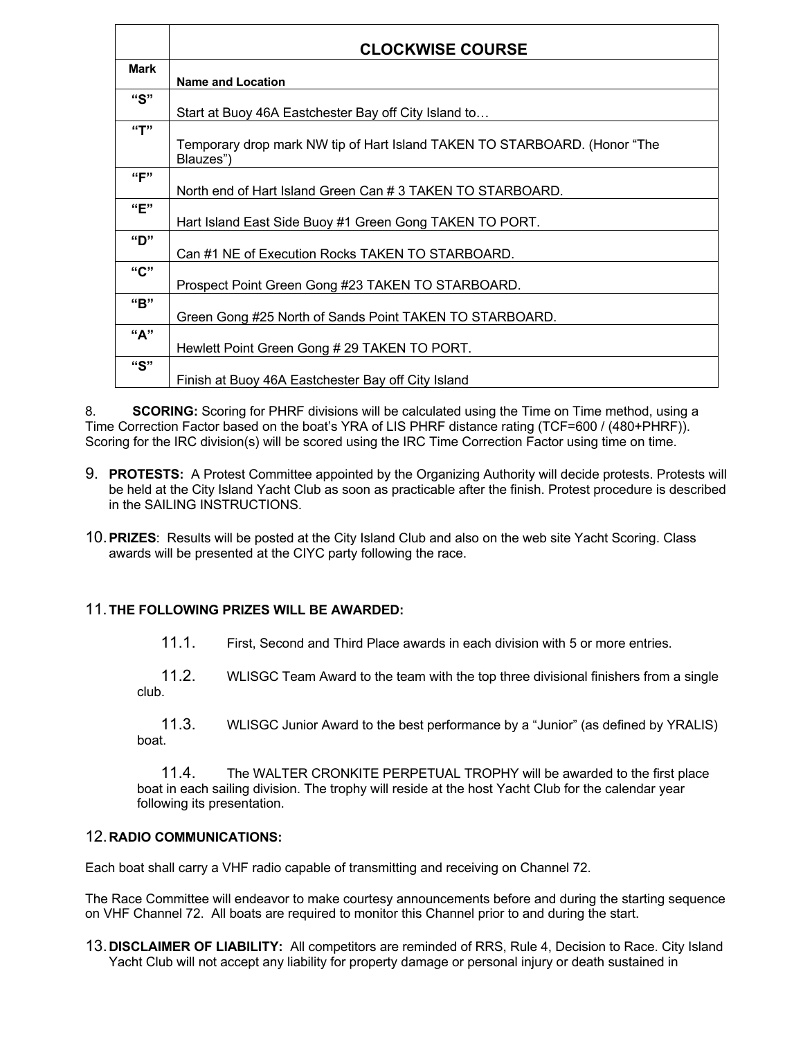| Mark | CLOCKWISE COURSE |
|---|---|
| | Name and Location |
| "S" | Start at Buoy 46A Eastchester Bay off City Island to… |
| "T" | Temporary drop mark NW tip of Hart Island TAKEN TO STARBOARD. (Honor "The Blauzes") |
| "F" | North end of Hart Island Green Can # 3 TAKEN TO STARBOARD. |
| "E" | Hart Island East Side Buoy #1 Green Gong TAKEN TO PORT. |
| "D" | Can #1 NE of Execution Rocks TAKEN TO STARBOARD. |
| "C" | Prospect Point Green Gong #23 TAKEN TO STARBOARD. |
| "B" | Green Gong #25 North of Sands Point TAKEN TO STARBOARD. |
| "A" | Hewlett Point Green Gong # 29 TAKEN TO PORT. |
| "S" | Finish at Buoy 46A Eastchester Bay off City Island |

8. **SCORING:** Scoring for PHRF divisions will be calculated using the Time on Time method, using a Time Correction Factor based on the boat's YRA of LIS PHRF distance rating (TCF=600 / (480+PHRF)). Scoring for the IRC division(s) will be scored using the IRC Time Correction Factor using time on time.

9. **PROTESTS:** A Protest Committee appointed by the Organizing Authority will decide protests. Protests will be held at the City Island Yacht Club as soon as practicable after the finish. Protest procedure is described in the SAILING INSTRUCTIONS.

10. **PRIZES**: Results will be posted at the City Island Club and also on the web site Yacht Scoring. Class awards will be presented at the CIYC party following the race.

11. **THE FOLLOWING PRIZES WILL BE AWARDED:**

11.1. First, Second and Third Place awards in each division with 5 or more entries.

11.2. WLISGC Team Award to the team with the top three divisional finishers from a single club.

11.3. WLISGC Junior Award to the best performance by a "Junior" (as defined by YRALIS) boat.

11.4. The WALTER CRONKITE PERPETUAL TROPHY will be awarded to the first place boat in each sailing division. The trophy will reside at the host Yacht Club for the calendar year following its presentation.

12. **RADIO COMMUNICATIONS:**

Each boat shall carry a VHF radio capable of transmitting and receiving on Channel 72.

The Race Committee will endeavor to make courtesy announcements before and during the starting sequence on VHF Channel 72. All boats are required to monitor this Channel prior to and during the start.

13. **DISCLAIMER OF LIABILITY:** All competitors are reminded of RRS, Rule 4, Decision to Race. City Island Yacht Club will not accept any liability for property damage or personal injury or death sustained in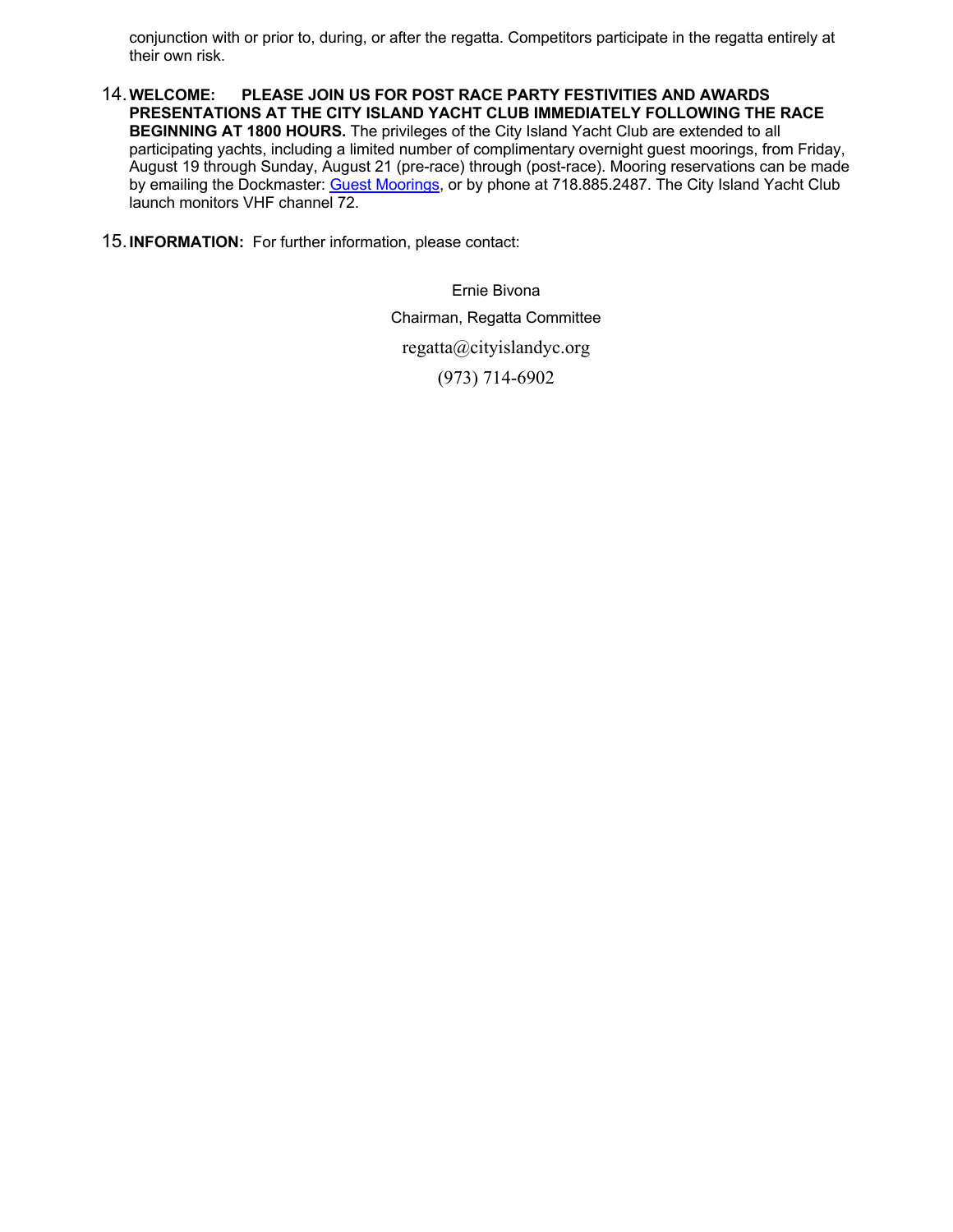conjunction with or prior to, during, or after the regatta. Competitors participate in the regatta entirely at their own risk.

14. **WELCOME: PLEASE JOIN US FOR POST RACE PARTY FESTIVITIES AND AWARDS PRESENTATIONS AT THE CITY ISLAND YACHT CLUB IMMEDIATELY FOLLOWING THE RACE BEGINNING AT 1800 HOURS.** The privileges of the City Island Yacht Club are extended to all participating yachts, including a limited number of complimentary overnight guest moorings, from Friday, August 19 through Sunday, August 21 (pre-race) through (post-race). Mooring reservations can be made by emailing the Dockmaster: Guest Moorings, or by phone at 718.885.2487. The City Island Yacht Club launch monitors VHF channel 72.

15. **INFORMATION:** For further information, please contact:

Ernie Bivona

Chairman, Regatta Committee

regatta@cityislandyc.org

(973) 714-6902